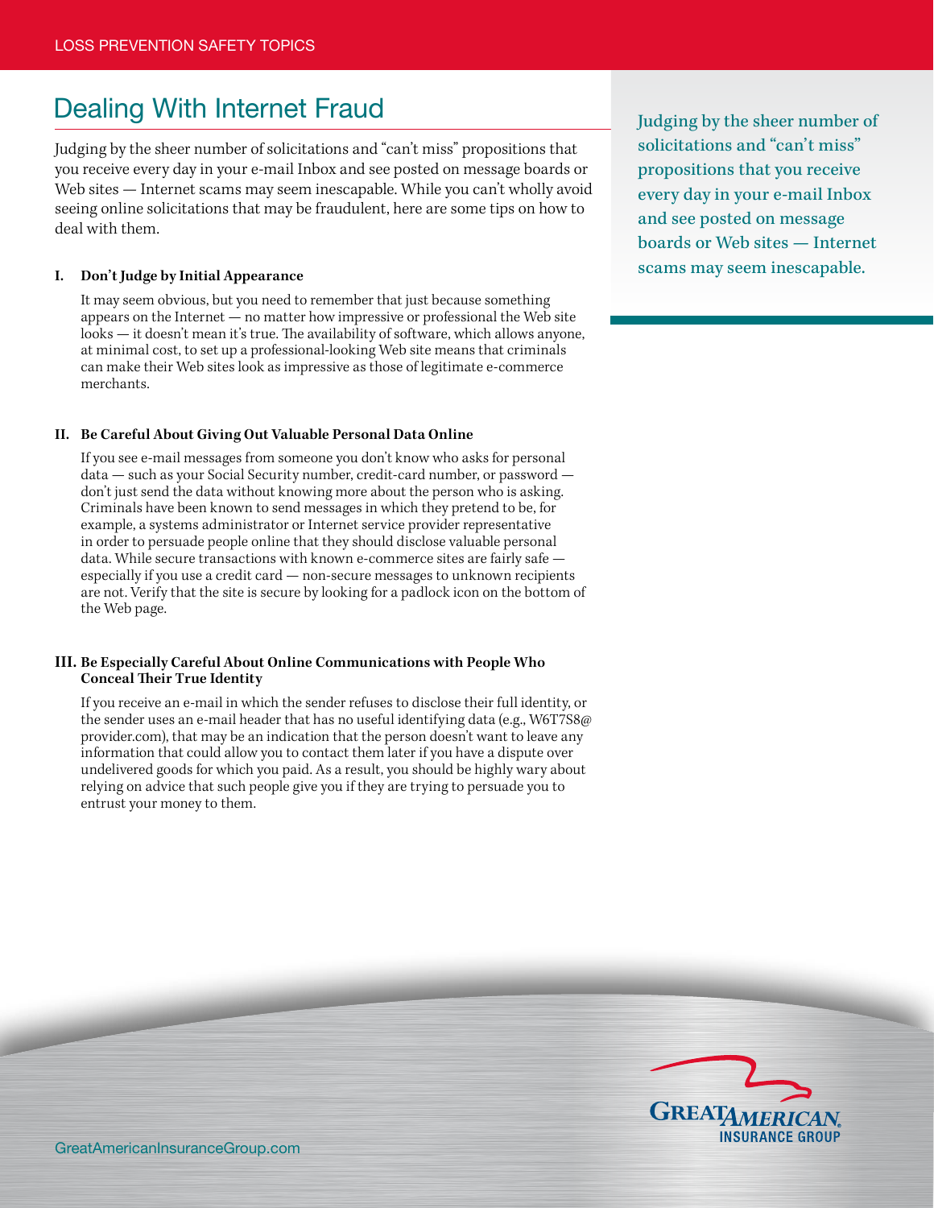# Dealing With Internet Fraud

Judging by the sheer number of solicitations and "can't miss" propositions that you receive every day in your e-mail Inbox and see posted on message boards or Web sites — Internet scams may seem inescapable. While you can't wholly avoid seeing online solicitations that may be fraudulent, here are some tips on how to deal with them.

Judging by the sheer number of solicitations and "can't miss" propositions that you receive every day in your e-mail Inbox and see posted on message boards or Web sites — Internet scams may seem inescapable.

**I. Don't Judge by Initial Appearance**

It may seem obvious, but you need to remember that just because something appears on the Internet — no matter how impressive or professional the Web site looks — it doesn't mean it's true. The availability of software, which allows anyone, at minimal cost, to set up a professional-looking Web site means that criminals can make their Web sites look as impressive as those of legitimate e-commerce merchants.

**II. Be Careful About Giving Out Valuable Personal Data Online**

If you see e-mail messages from someone you don't know who asks for personal data — such as your Social Security number, credit-card number, or password — don't just send the data without knowing more about the person who is asking. Criminals have been known to send messages in which they pretend to be, for example, a systems administrator or Internet service provider representative in order to persuade people online that they should disclose valuable personal data. While secure transactions with known e-commerce sites are fairly safe — especially if you use a credit card — non-secure messages to unknown recipients are not. Verify that the site is secure by looking for a padlock icon on the bottom of the Web page.

**III. Be Especially Careful About Online Communications with People Who Conceal Their True Identity**

If you receive an e-mail in which the sender refuses to disclose their full identity, or the sender uses an e-mail header that has no useful identifying data (e.g., W6T7S8@provider.com), that may be an indication that the person doesn't want to leave any information that could allow you to contact them later if you have a dispute over undelivered goods for which you paid. As a result, you should be highly wary about relying on advice that such people give you if they are trying to persuade you to entrust your money to them.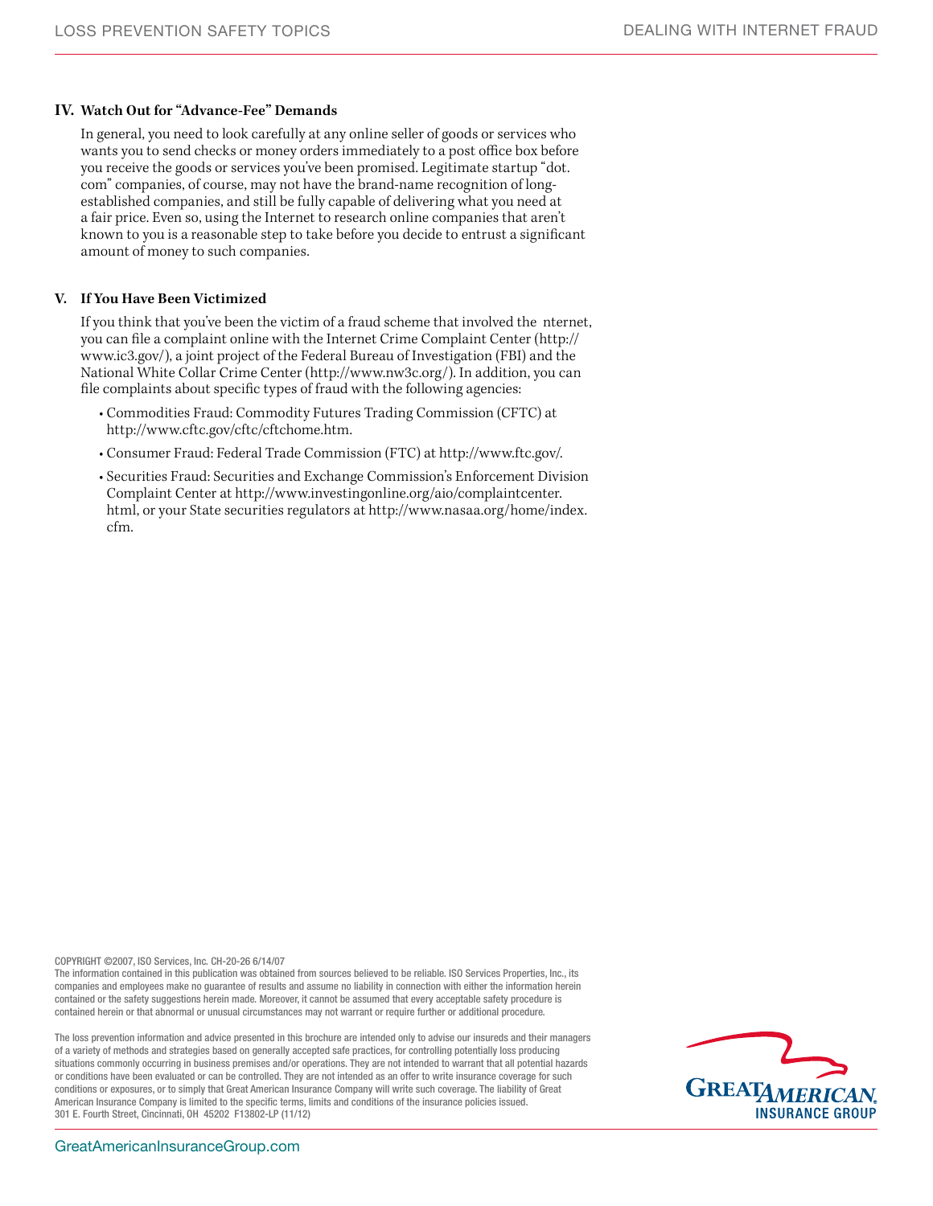## IV. Watch Out for "Advance-Fee" Demands

In general, you need to look carefully at any online seller of goods or services who wants you to send checks or money orders immediately to a post office box before you receive the goods or services you've been promised. Legitimate startup "dot.com" companies, of course, may not have the brand-name recognition of long-established companies, and still be fully capable of delivering what you need at a fair price. Even so, using the Internet to research online companies that aren't known to you is a reasonable step to take before you decide to entrust a significant amount of money to such companies.

## V. If You Have Been Victimized

If you think that you've been the victim of a fraud scheme that involved the nternet, you can file a complaint online with the Internet Crime Complaint Center (http://www.ic3.gov/), a joint project of the Federal Bureau of Investigation (FBI) and the National White Collar Crime Center (http://www.nw3c.org/). In addition, you can file complaints about specific types of fraud with the following agencies:

- Commodities Fraud: Commodity Futures Trading Commission (CFTC) at http://www.cftc.gov/cftc/cftchome.htm.
- Consumer Fraud: Federal Trade Commission (FTC) at http://www.ftc.gov/.
- Securities Fraud: Securities and Exchange Commission's Enforcement Division Complaint Center at http://www.investingonline.org/aio/complaintcenter.html, or your State securities regulators at http://www.nasaa.org/home/index.cfm.

COPYRIGHT ©2007, ISO Services, Inc. CH-20-26 6/14/07
The information contained in this publication was obtained from sources believed to be reliable. ISO Services Properties, Inc., its companies and employees make no guarantee of results and assume no liability in connection with either the information herein contained or the safety suggestions herein made. Moreover, it cannot be assumed that every acceptable safety procedure is contained herein or that abnormal or unusual circumstances may not warrant or require further or additional procedure.

The loss prevention information and advice presented in this brochure are intended only to advise our insureds and their managers of a variety of methods and strategies based on generally accepted safe practices, for controlling potentially loss producing situations commonly occurring in business premises and/or operations. They are not intended to warrant that all potential hazards or conditions have been evaluated or can be controlled. They are not intended as an offer to write insurance coverage for such conditions or exposures, or to simply that Great American Insurance Company will write such coverage. The liability of Great American Insurance Company is limited to the specific terms, limits and conditions of the insurance policies issued.
301 E. Fourth Street, Cincinnati, OH 45202 F13802-LP (11/12)

GREAT AMERICAN INSURANCE GROUP

GreatAmericanInsuranceGroup.com